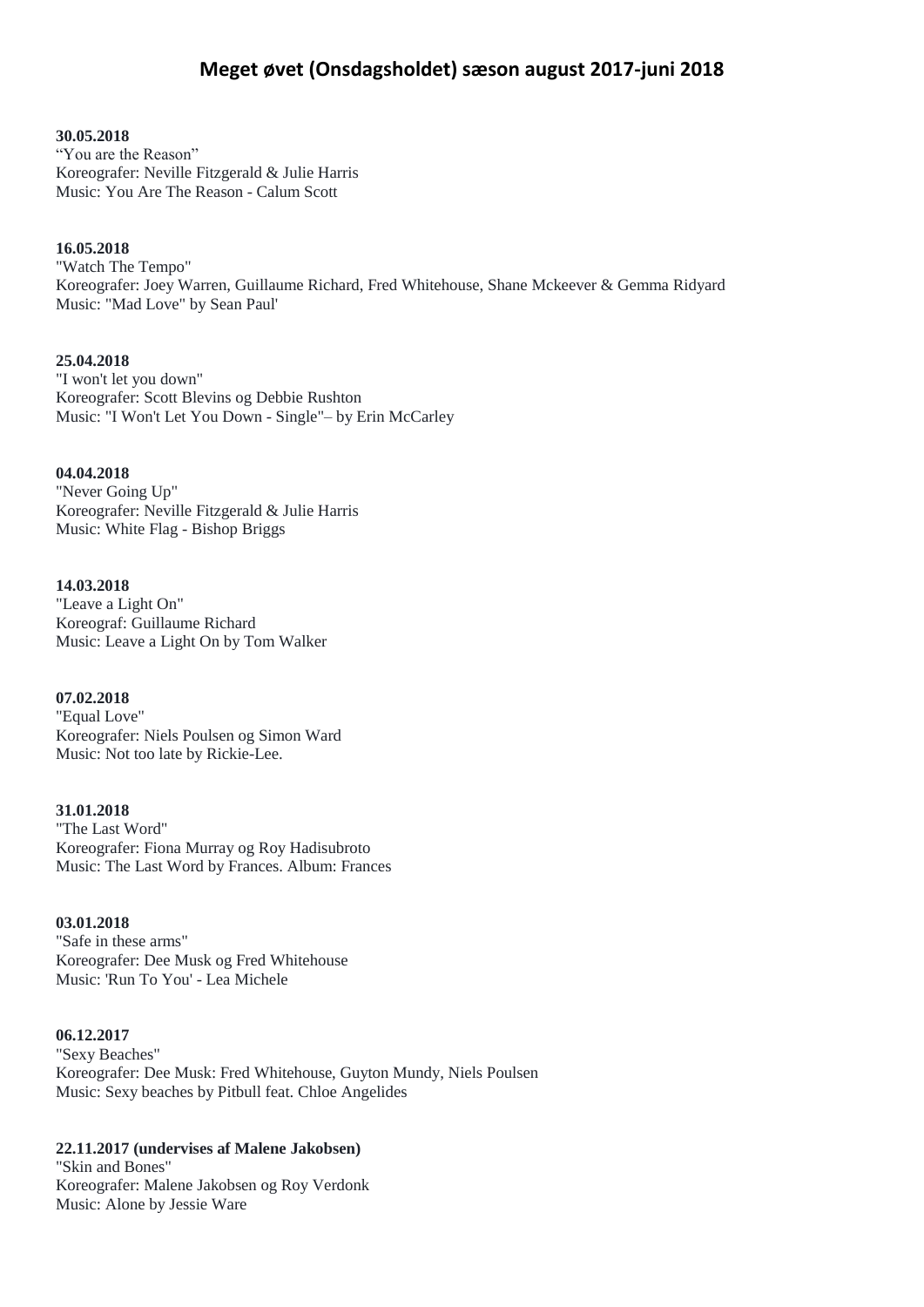# Meget øvet (Onsdagsholdet) sæson august 2017-juni 2018

**30.05.2018**
“You are the Reason”
Koreografer: Neville Fitzgerald & Julie Harris
Music: You Are The Reason - Calum Scott

**16.05.2018**
"Watch The Tempo"
Koreografer: Joey Warren, Guillaume Richard, Fred Whitehouse, Shane Mckeever & Gemma Ridyard
Music: "Mad Love" by Sean Paul'

**25.04.2018**
"I won't let you down"
Koreografer: Scott Blevins og Debbie Rushton
Music: "I Won't Let You Down - Single"– by Erin McCarley

**04.04.2018**
"Never Going Up"
Koreografer: Neville Fitzgerald & Julie Harris
Music: White Flag - Bishop Briggs

**14.03.2018**
"Leave a Light On"
Koreograf: Guillaume Richard
Music: Leave a Light On by Tom Walker

**07.02.2018**
"Equal Love"
Koreografer: Niels Poulsen og Simon Ward
Music: Not too late by Rickie-Lee.

**31.01.2018**
"The Last Word"
Koreografer: Fiona Murray og Roy Hadisubroto
Music: The Last Word by Frances. Album: Frances

**03.01.2018**
"Safe in these arms"
Koreografer: Dee Musk og Fred Whitehouse
Music: 'Run To You' - Lea Michele

**06.12.2017**
"Sexy Beaches"
Koreografer: Dee Musk: Fred Whitehouse, Guyton Mundy, Niels Poulsen
Music: Sexy beaches by Pitbull feat. Chloe Angelides

**22.11.2017 (undervises af Malene Jakobsen)**
"Skin and Bones"
Koreografer: Malene Jakobsen og Roy Verdonk
Music: Alone by Jessie Ware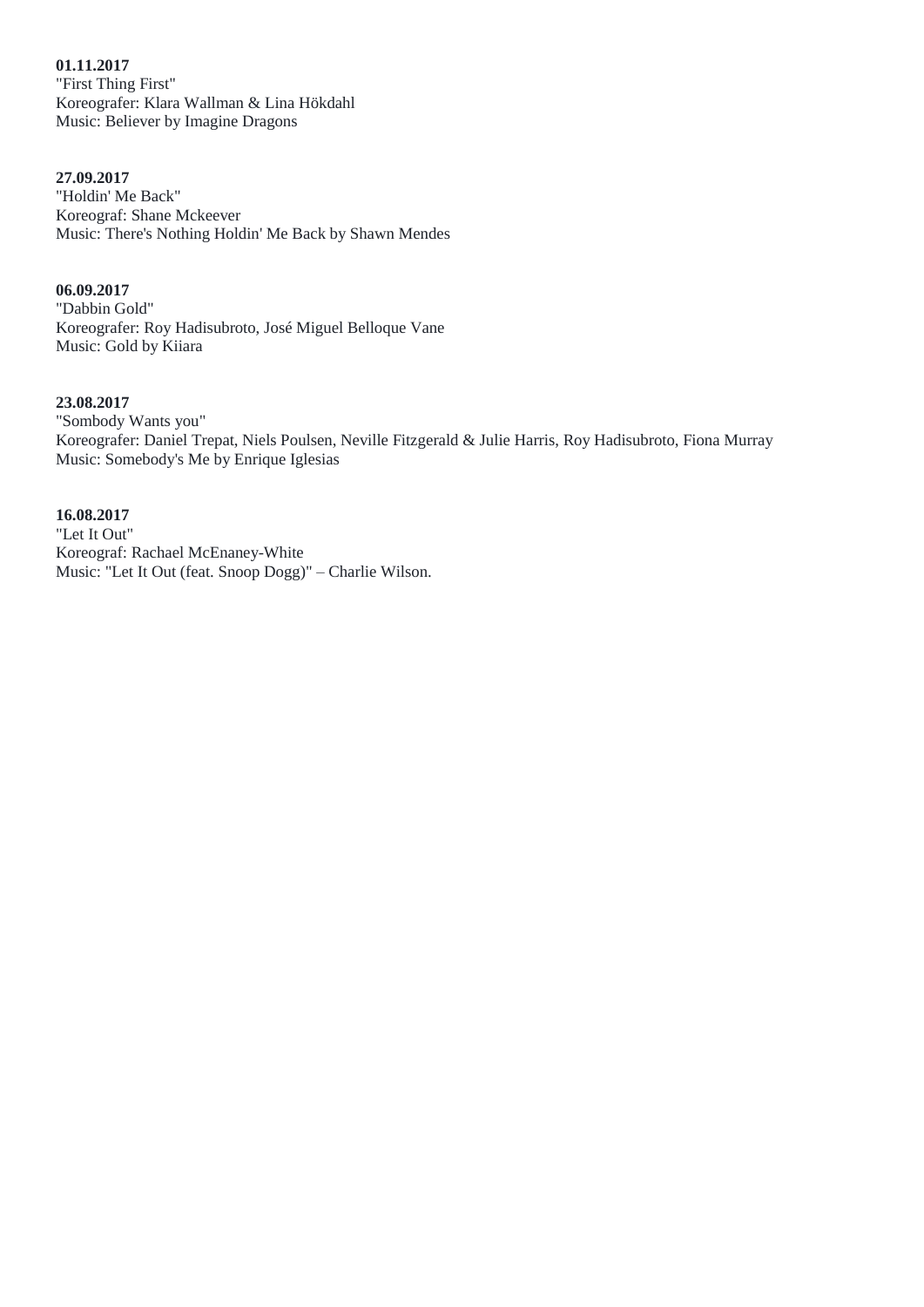**01.11.2017**
"First Thing First"
Koreografer: Klara Wallman & Lina Hökdahl
Music: Believer by Imagine Dragons

**27.09.2017**
"Holdin' Me Back"
Koreograf: Shane Mckeever
Music: There's Nothing Holdin' Me Back by Shawn Mendes

**06.09.2017**
"Dabbin Gold"
Koreografer: Roy Hadisubroto, José Miguel Belloque Vane
Music: Gold by Kiiara

**23.08.2017**
"Sombody Wants you"
Koreografer: Daniel Trepat, Niels Poulsen, Neville Fitzgerald & Julie Harris, Roy Hadisubroto, Fiona Murray
Music: Somebody's Me by Enrique Iglesias

**16.08.2017**
"Let It Out"
Koreograf: Rachael McEnaney-White
Music: "Let It Out (feat. Snoop Dogg)" – Charlie Wilson.